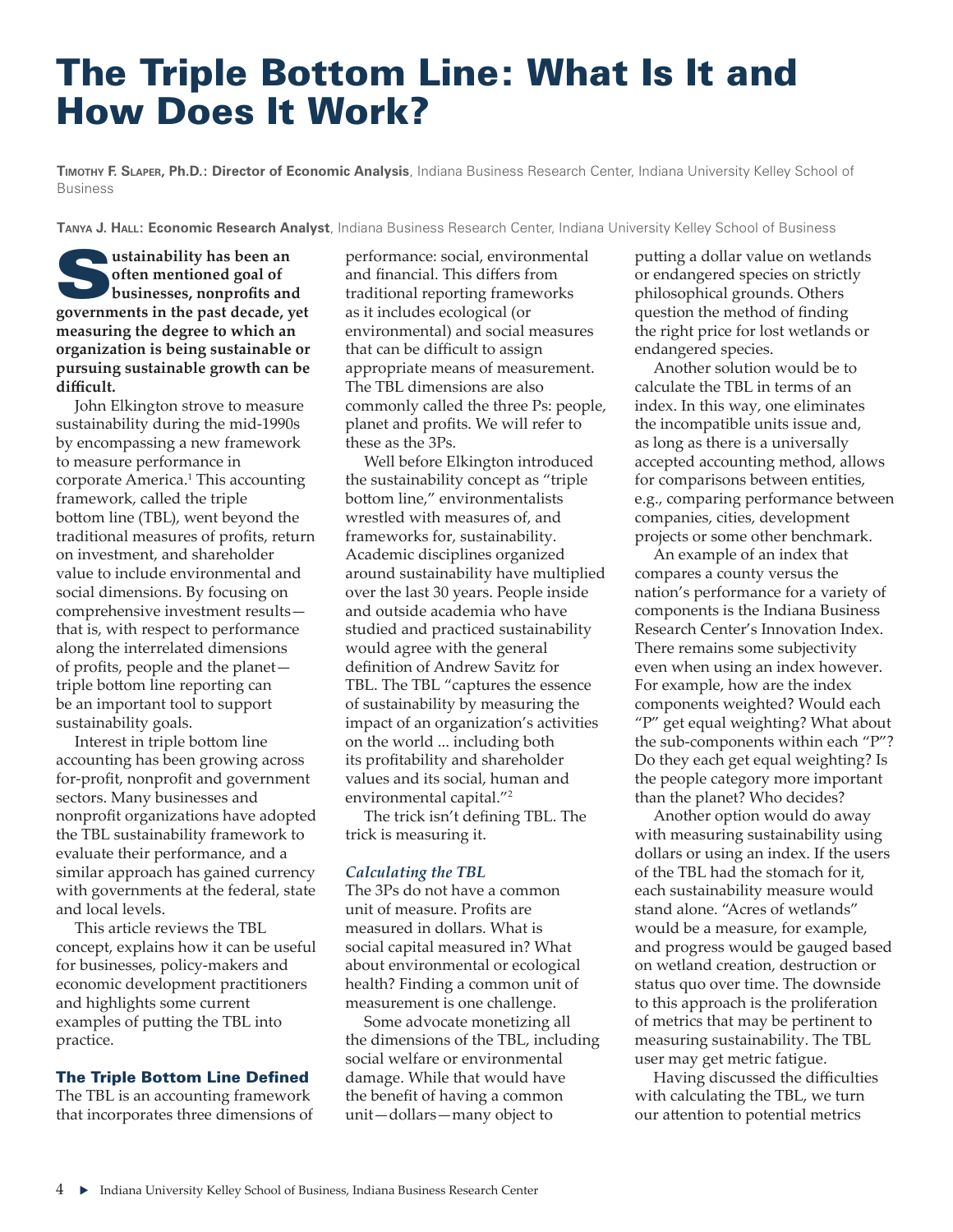# The Triple Bottom Line: What Is It and How Does It Work?

**Timothy F. Slaper, Ph.D.: Director of Economic Analysis**, Indiana Business Research Center, Indiana University Kelley School of Business

**Tanya J. Hall: Economic Research Analyst**, Indiana Business Research Center, Indiana University Kelley School of Business

**Sustainability has been an often mentioned goal of businesses, nonprofits and governments in the past decade, yet measuring the degree to which an organization is being sustainable or pursuing sustainable growth can be difficult.**

John Elkington strove to measure sustainability during the mid-1990s by encompassing a new framework to measure performance in corporate America.[1] This accounting framework, called the triple bottom line (TBL), went beyond the traditional measures of profits, return on investment, and shareholder value to include environmental and social dimensions. By focusing on comprehensive investment results—that is, with respect to performance along the interrelated dimensions of profits, people and the planet—triple bottom line reporting can be an important tool to support sustainability goals.

Interest in triple bottom line accounting has been growing across for-profit, nonprofit and government sectors. Many businesses and nonprofit organizations have adopted the TBL sustainability framework to evaluate their performance, and a similar approach has gained currency with governments at the federal, state and local levels.

This article reviews the TBL concept, explains how it can be useful for businesses, policy-makers and economic development practitioners and highlights some current examples of putting the TBL into practice.

## The Triple Bottom Line Defined

The TBL is an accounting framework that incorporates three dimensions of performance: social, environmental and financial. This differs from traditional reporting frameworks as it includes ecological (or environmental) and social measures that can be difficult to assign appropriate means of measurement. The TBL dimensions are also commonly called the three Ps: people, planet and profits. We will refer to these as the 3Ps.

Well before Elkington introduced the sustainability concept as "triple bottom line," environmentalists wrestled with measures of, and frameworks for, sustainability. Academic disciplines organized around sustainability have multiplied over the last 30 years. People inside and outside academia who have studied and practiced sustainability would agree with the general definition of Andrew Savitz for TBL. The TBL "captures the essence of sustainability by measuring the impact of an organization's activities on the world ... including both its profitability and shareholder values and its social, human and environmental capital."[2]

The trick isn't defining TBL. The trick is measuring it.

### *Calculating the TBL*

The 3Ps do not have a common unit of measure. Profits are measured in dollars. What is social capital measured in? What about environmental or ecological health? Finding a common unit of measurement is one challenge.

Some advocate monetizing all the dimensions of the TBL, including social welfare or environmental damage. While that would have the benefit of having a common unit—dollars—many object to putting a dollar value on wetlands or endangered species on strictly philosophical grounds. Others question the method of finding the right price for lost wetlands or endangered species.

Another solution would be to calculate the TBL in terms of an index. In this way, one eliminates the incompatible units issue and, as long as there is a universally accepted accounting method, allows for comparisons between entities, e.g., comparing performance between companies, cities, development projects or some other benchmark.

An example of an index that compares a county versus the nation's performance for a variety of components is the Indiana Business Research Center's Innovation Index. There remains some subjectivity even when using an index however. For example, how are the index components weighted? Would each "P" get equal weighting? What about the sub-components within each "P"? Do they each get equal weighting? Is the people category more important than the planet? Who decides?

Another option would do away with measuring sustainability using dollars or using an index. If the users of the TBL had the stomach for it, each sustainability measure would stand alone. "Acres of wetlands" would be a measure, for example, and progress would be gauged based on wetland creation, destruction or status quo over time. The downside to this approach is the proliferation of metrics that may be pertinent to measuring sustainability. The TBL user may get metric fatigue.

Having discussed the difficulties with calculating the TBL, we turn our attention to potential metrics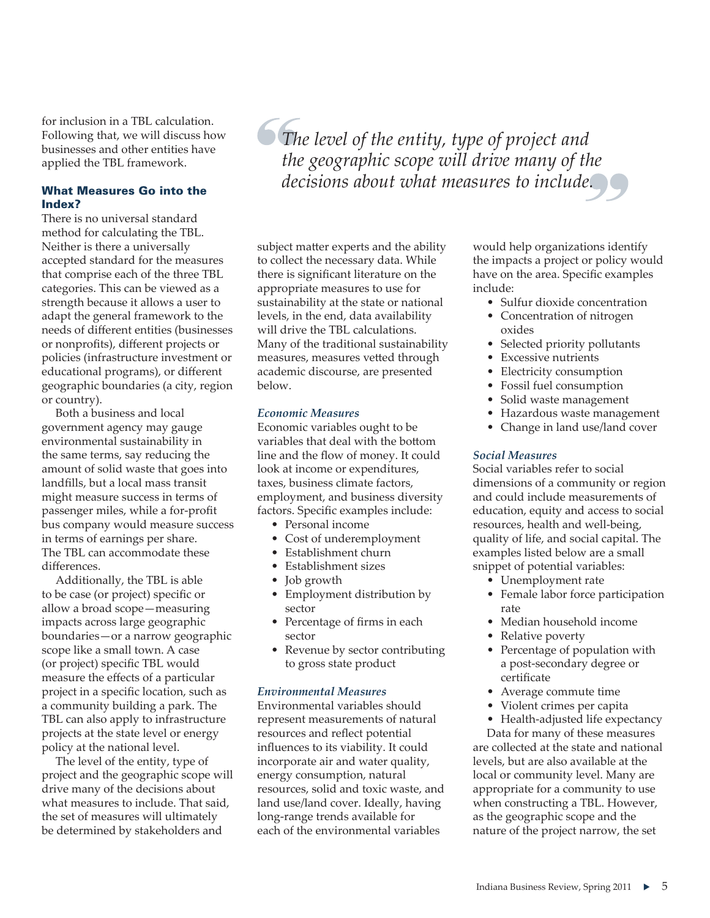for inclusion in a TBL calculation. Following that, we will discuss how businesses and other entities have applied the TBL framework.

> *The level of the entity, type of project and the geographic scope will drive many of the decisions about what measures to include.*

### What Measures Go into the Index?

There is no universal standard method for calculating the TBL. Neither is there a universally accepted standard for the measures that comprise each of the three TBL categories. This can be viewed as a strength because it allows a user to adapt the general framework to the needs of different entities (businesses or nonprofits), different projects or policies (infrastructure investment or educational programs), or different geographic boundaries (a city, region or country).

Both a business and local government agency may gauge environmental sustainability in the same terms, say reducing the amount of solid waste that goes into landfills, but a local mass transit might measure success in terms of passenger miles, while a for-profit bus company would measure success in terms of earnings per share. The TBL can accommodate these differences.

Additionally, the TBL is able to be case (or project) specific or allow a broad scope—measuring impacts across large geographic boundaries—or a narrow geographic scope like a small town. A case (or project) specific TBL would measure the effects of a particular project in a specific location, such as a community building a park. The TBL can also apply to infrastructure projects at the state level or energy policy at the national level.

The level of the entity, type of project and the geographic scope will drive many of the decisions about what measures to include. That said, the set of measures will ultimately be determined by stakeholders and subject matter experts and the ability to collect the necessary data. While there is significant literature on the appropriate measures to use for sustainability at the state or national levels, in the end, data availability will drive the TBL calculations. Many of the traditional sustainability measures, measures vetted through academic discourse, are presented below.

#### *Economic Measures*

Economic variables ought to be variables that deal with the bottom line and the flow of money. It could look at income or expenditures, taxes, business climate factors, employment, and business diversity factors. Specific examples include:

- Personal income
- Cost of underemployment
- Establishment churn
- Establishment sizes
- Job growth
- Employment distribution by sector
- Percentage of firms in each sector
- Revenue by sector contributing to gross state product

#### *Environmental Measures*

Environmental variables should represent measurements of natural resources and reflect potential influences to its viability. It could incorporate air and water quality, energy consumption, natural resources, solid and toxic waste, and land use/land cover. Ideally, having long-range trends available for each of the environmental variables would help organizations identify the impacts a project or policy would have on the area. Specific examples include:

- Sulfur dioxide concentration
- Concentration of nitrogen oxides
- Selected priority pollutants
- Excessive nutrients
- Electricity consumption
- Fossil fuel consumption
- Solid waste management
- Hazardous waste management
- Change in land use/land cover

#### *Social Measures*

Social variables refer to social dimensions of a community or region and could include measurements of education, equity and access to social resources, health and well-being, quality of life, and social capital. The examples listed below are a small snippet of potential variables:

- Unemployment rate
- Female labor force participation rate
- Median household income
- Relative poverty
- Percentage of population with a post-secondary degree or certificate
- Average commute time
- Violent crimes per capita
- Health-adjusted life expectancy

Data for many of these measures are collected at the state and national levels, but are also available at the local or community level. Many are appropriate for a community to use when constructing a TBL. However, as the geographic scope and the nature of the project narrow, the set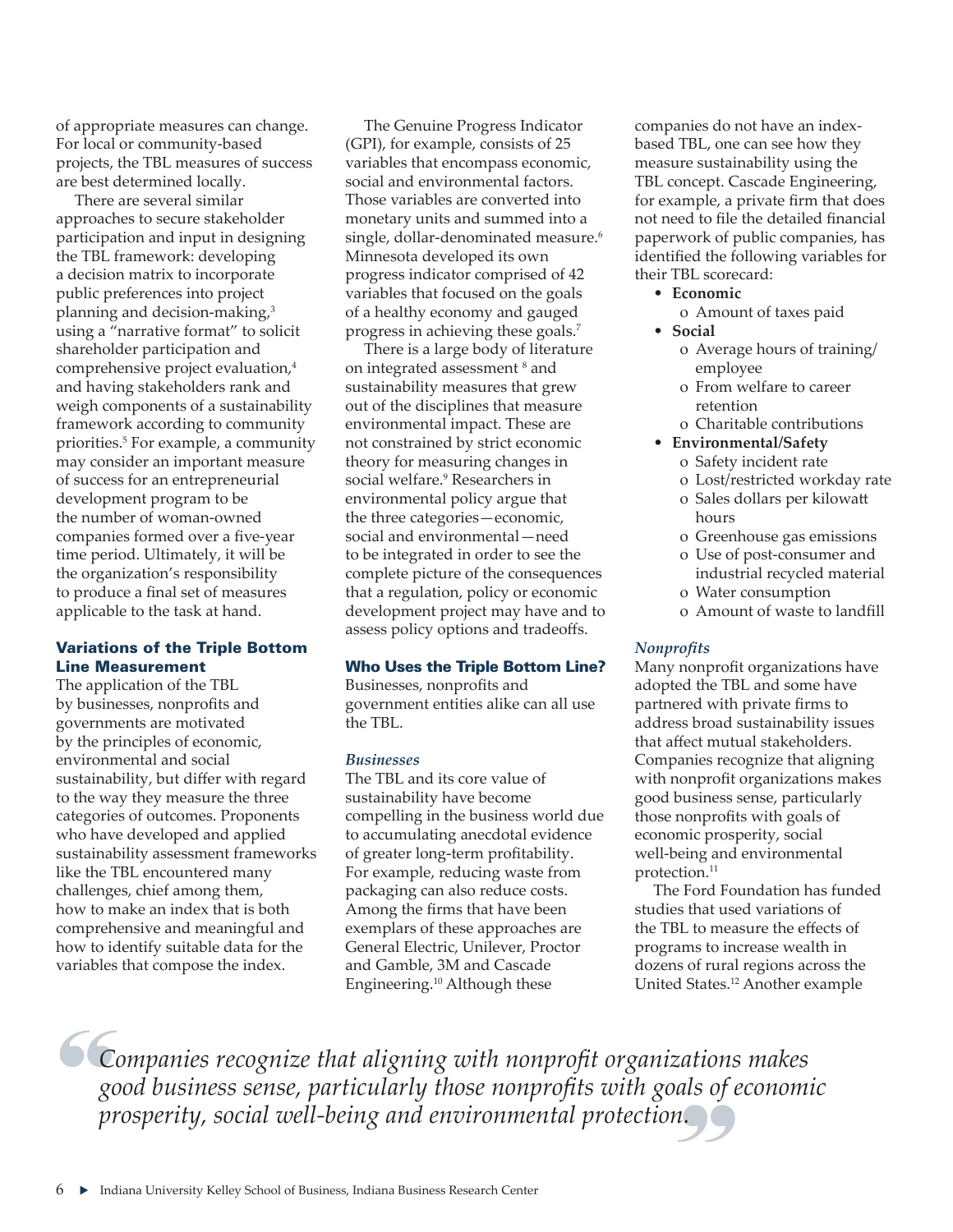of appropriate measures can change. For local or community-based projects, the TBL measures of success are best determined locally.

There are several similar approaches to secure stakeholder participation and input in designing the TBL framework: developing a decision matrix to incorporate public preferences into project planning and decision-making,[3] using a "narrative format" to solicit shareholder participation and comprehensive project evaluation,[4] and having stakeholders rank and weigh components of a sustainability framework according to community priorities.[5] For example, a community may consider an important measure of success for an entrepreneurial development program to be the number of woman-owned companies formed over a five-year time period. Ultimately, it will be the organization's responsibility to produce a final set of measures applicable to the task at hand.

### Variations of the Triple Bottom Line Measurement

The application of the TBL by businesses, nonprofits and governments are motivated by the principles of economic, environmental and social sustainability, but differ with regard to the way they measure the three categories of outcomes. Proponents who have developed and applied sustainability assessment frameworks like the TBL encountered many challenges, chief among them, how to make an index that is both comprehensive and meaningful and how to identify suitable data for the variables that compose the index.

The Genuine Progress Indicator (GPI), for example, consists of 25 variables that encompass economic, social and environmental factors. Those variables are converted into monetary units and summed into a single, dollar-denominated measure.[6] Minnesota developed its own progress indicator comprised of 42 variables that focused on the goals of a healthy economy and gauged progress in achieving these goals.[7]

There is a large body of literature on integrated assessment [8] and sustainability measures that grew out of the disciplines that measure environmental impact. These are not constrained by strict economic theory for measuring changes in social welfare.[9] Researchers in environmental policy argue that the three categories—economic, social and environmental—need to be integrated in order to see the complete picture of the consequences that a regulation, policy or economic development project may have and to assess policy options and tradeoffs.

### Who Uses the Triple Bottom Line?

Businesses, nonprofits and government entities alike can all use the TBL.

#### *Businesses*

The TBL and its core value of sustainability have become compelling in the business world due to accumulating anecdotal evidence of greater long-term profitability. For example, reducing waste from packaging can also reduce costs. Among the firms that have been exemplars of these approaches are General Electric, Unilever, Proctor and Gamble, 3M and Cascade Engineering.[10] Although these companies do not have an index-based TBL, one can see how they measure sustainability using the TBL concept. Cascade Engineering, for example, a private firm that does not need to file the detailed financial paperwork of public companies, has identified the following variables for their TBL scorecard:

- **Economic**
  - Amount of taxes paid
- **Social**
  - Average hours of training/employee
  - From welfare to career retention
  - Charitable contributions
- **Environmental/Safety**
  - Safety incident rate
  - Lost/restricted workday rate
  - Sales dollars per kilowatt hours
  - Greenhouse gas emissions
  - Use of post-consumer and industrial recycled material
  - Water consumption
  - Amount of waste to landfill

#### *Nonprofits*

Many nonprofit organizations have adopted the TBL and some have partnered with private firms to address broad sustainability issues that affect mutual stakeholders. Companies recognize that aligning with nonprofit organizations makes good business sense, particularly those nonprofits with goals of economic prosperity, social well-being and environmental protection.[11]

The Ford Foundation has funded studies that used variations of the TBL to measure the effects of programs to increase wealth in dozens of rural regions across the United States.[12] Another example

> *Companies recognize that aligning with nonprofit organizations makes good business sense, particularly those nonprofits with goals of economic prosperity, social well-being and environmental protection.*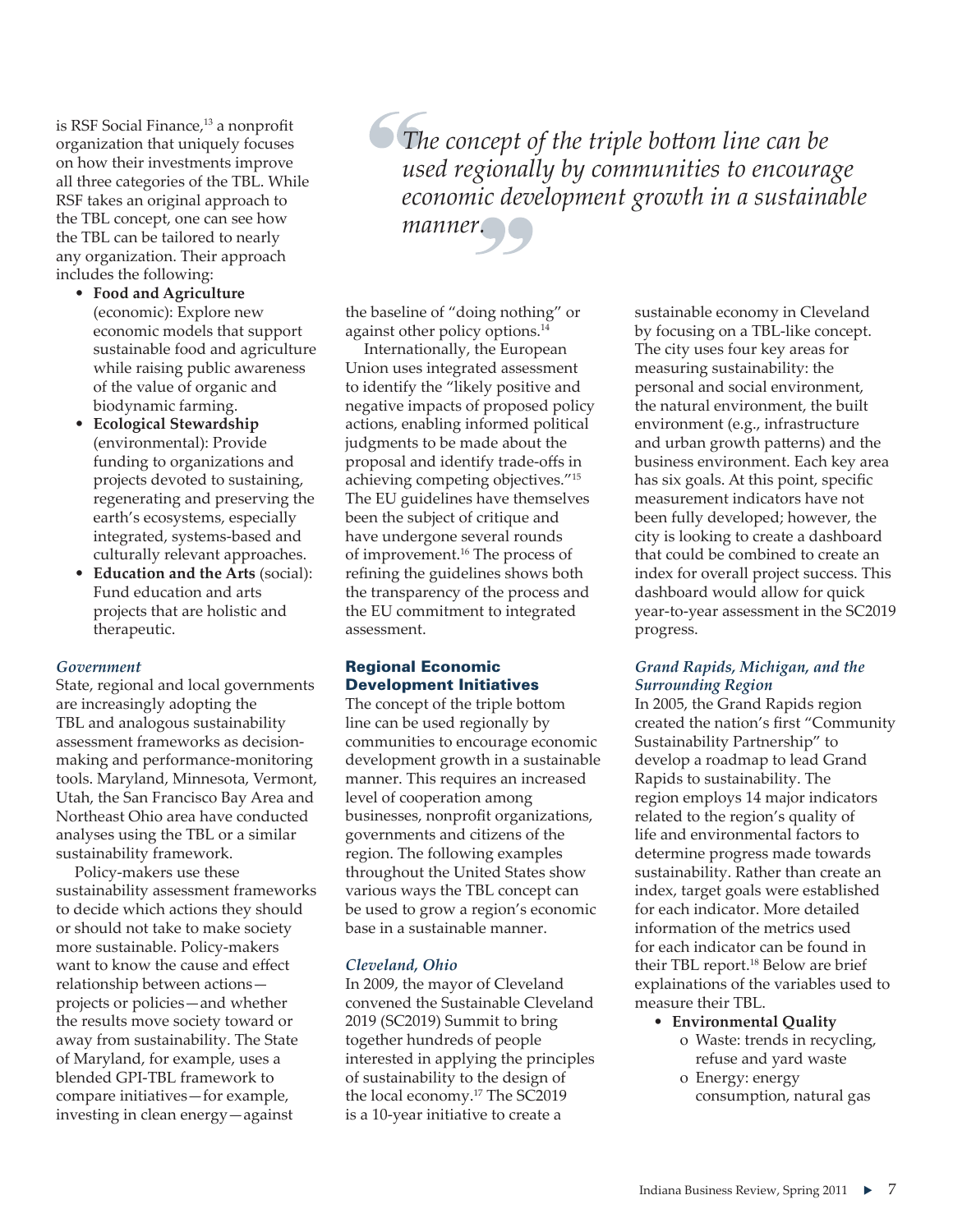is RSF Social Finance,[13] a nonprofit organization that uniquely focuses on how their investments improve all three categories of the TBL. While RSF takes an original approach to the TBL concept, one can see how the TBL can be tailored to nearly any organization. Their approach includes the following:

- **Food and Agriculture** (economic): Explore new economic models that support sustainable food and agriculture while raising public awareness of the value of organic and biodynamic farming.
- **Ecological Stewardship** (environmental): Provide funding to organizations and projects devoted to sustaining, regenerating and preserving the earth's ecosystems, especially integrated, systems-based and culturally relevant approaches.
- **Education and the Arts** (social): Fund education and arts projects that are holistic and therapeutic.

### *Government*

State, regional and local governments are increasingly adopting the TBL and analogous sustainability assessment frameworks as decision-making and performance-monitoring tools. Maryland, Minnesota, Vermont, Utah, the San Francisco Bay Area and Northeast Ohio area have conducted analyses using the TBL or a similar sustainability framework.

Policy-makers use these sustainability assessment frameworks to decide which actions they should or should not take to make society more sustainable. Policy-makers want to know the cause and effect relationship between actions—projects or policies—and whether the results move society toward or away from sustainability. The State of Maryland, for example, uses a blended GPI-TBL framework to compare initiatives—for example, investing in clean energy—against the baseline of "doing nothing" or against other policy options.[14]

Internationally, the European Union uses integrated assessment to identify the "likely positive and negative impacts of proposed policy actions, enabling informed political judgments to be made about the proposal and identify trade-offs in achieving competing objectives."[15] The EU guidelines have themselves been the subject of critique and have undergone several rounds of improvement.[16] The process of refining the guidelines shows both the transparency of the process and the EU commitment to integrated assessment.

> *The concept of the triple bottom line can be used regionally by communities to encourage economic development growth in a sustainable manner.*

## Regional Economic Development Initiatives

The concept of the triple bottom line can be used regionally by communities to encourage economic development growth in a sustainable manner. This requires an increased level of cooperation among businesses, nonprofit organizations, governments and citizens of the region. The following examples throughout the United States show various ways the TBL concept can be used to grow a region's economic base in a sustainable manner.

### *Cleveland, Ohio*

In 2009, the mayor of Cleveland convened the Sustainable Cleveland 2019 (SC2019) Summit to bring together hundreds of people interested in applying the principles of sustainability to the design of the local economy.[17] The SC2019 is a 10-year initiative to create a sustainable economy in Cleveland by focusing on a TBL-like concept. The city uses four key areas for measuring sustainability: the personal and social environment, the natural environment, the built environment (e.g., infrastructure and urban growth patterns) and the business environment. Each key area has six goals. At this point, specific measurement indicators have not been fully developed; however, the city is looking to create a dashboard that could be combined to create an index for overall project success. This dashboard would allow for quick year-to-year assessment in the SC2019 progress.

### *Grand Rapids, Michigan, and the Surrounding Region*

In 2005, the Grand Rapids region created the nation's first "Community Sustainability Partnership" to develop a roadmap to lead Grand Rapids to sustainability. The region employs 14 major indicators related to the region's quality of life and environmental factors to determine progress made towards sustainability. Rather than create an index, target goals were established for each indicator. More detailed information of the metrics used for each indicator can be found in their TBL report.[18] Below are brief explainations of the variables used to measure their TBL.

- **Environmental Quality**
  - o Waste: trends in recycling, refuse and yard waste
  - o Energy: energy consumption, natural gas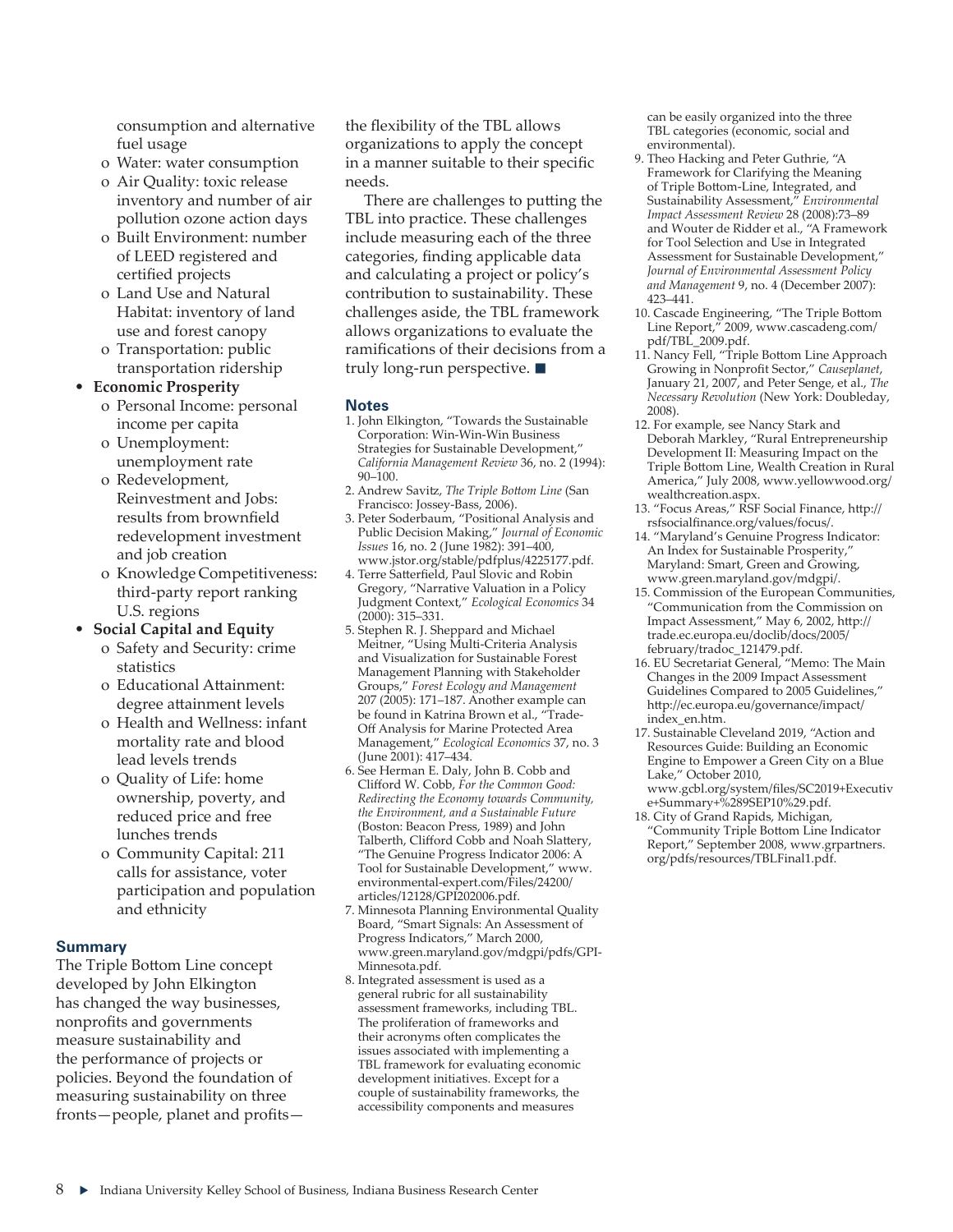consumption and alternative fuel usage

- o Water: water consumption
- o Air Quality: toxic release inventory and number of air pollution ozone action days
- o Built Environment: number of LEED registered and certified projects
- o Land Use and Natural Habitat: inventory of land use and forest canopy
- o Transportation: public transportation ridership

- **Economic Prosperity**
  - o Personal Income: personal income per capita
  - o Unemployment: unemployment rate
  - o Redevelopment, Reinvestment and Jobs: results from brownfield redevelopment investment and job creation
  - o Knowledge Competitiveness: third-party report ranking U.S. regions
- **Social Capital and Equity**
  - o Safety and Security: crime statistics
  - o Educational Attainment: degree attainment levels
  - o Health and Wellness: infant mortality rate and blood lead levels trends
  - o Quality of Life: home ownership, poverty, and reduced price and free lunches trends
  - o Community Capital: 211 calls for assistance, voter participation and population and ethnicity

### Summary

The Triple Bottom Line concept developed by John Elkington has changed the way businesses, nonprofits and governments measure sustainability and the performance of projects or policies. Beyond the foundation of measuring sustainability on three fronts—people, planet and profits—the flexibility of the TBL allows organizations to apply the concept in a manner suitable to their specific needs.

There are challenges to putting the TBL into practice. These challenges include measuring each of the three categories, finding applicable data and calculating a project or policy's contribution to sustainability. These challenges aside, the TBL framework allows organizations to evaluate the ramifications of their decisions from a truly long-run perspective. ■

### Notes

1. John Elkington, "Towards the Sustainable Corporation: Win-Win-Win Business Strategies for Sustainable Development," *California Management Review* 36, no. 2 (1994): 90–100.
2. Andrew Savitz, *The Triple Bottom Line* (San Francisco: Jossey-Bass, 2006).
3. Peter Soderbaum, "Positional Analysis and Public Decision Making," *Journal of Economic Issues* 16, no. 2 (June 1982): 391–400, www.jstor.org/stable/pdfplus/4225177.pdf.
4. Terre Satterfield, Paul Slovic and Robin Gregory, "Narrative Valuation in a Policy Judgment Context," *Ecological Economics* 34 (2000): 315–331.
5. Stephen R. J. Sheppard and Michael Meitner, "Using Multi-Criteria Analysis and Visualization for Sustainable Forest Management Planning with Stakeholder Groups," *Forest Ecology and Management* 207 (2005): 171–187. Another example can be found in Katrina Brown et al., "Trade-Off Analysis for Marine Protected Area Management," *Ecological Economics* 37, no. 3 (June 2001): 417–434.
6. See Herman E. Daly, John B. Cobb and Clifford W. Cobb, *For the Common Good: Redirecting the Economy towards Community, the Environment, and a Sustainable Future* (Boston: Beacon Press, 1989) and John Talberth, Clifford Cobb and Noah Slattery, "The Genuine Progress Indicator 2006: A Tool for Sustainable Development," www.environmental-expert.com/Files/24200/articles/12128/GPI202006.pdf.
7. Minnesota Planning Environmental Quality Board, "Smart Signals: An Assessment of Progress Indicators," March 2000, www.green.maryland.gov/mdgpi/pdfs/GPI-Minnesota.pdf.
8. Integrated assessment is used as a general rubric for all sustainability assessment frameworks, including TBL. The proliferation of frameworks and their acronyms often complicates the issues associated with implementing a TBL framework for evaluating economic development initiatives. Except for a couple of sustainability frameworks, the accessibility components and measures can be easily organized into the three TBL categories (economic, social and environmental).
9. Theo Hacking and Peter Guthrie, "A Framework for Clarifying the Meaning of Triple Bottom-Line, Integrated, and Sustainability Assessment," *Environmental Impact Assessment Review* 28 (2008):73–89 and Wouter de Ridder et al., "A Framework for Tool Selection and Use in Integrated Assessment for Sustainable Development," *Journal of Environmental Assessment Policy and Management* 9, no. 4 (December 2007): 423–441.
10. Cascade Engineering, "The Triple Bottom Line Report," 2009, www.cascadeng.com/pdf/TBL_2009.pdf.
11. Nancy Fell, "Triple Bottom Line Approach Growing in Nonprofit Sector," *Causeplanet*, January 21, 2007, and Peter Senge, et al., *The Necessary Revolution* (New York: Doubleday, 2008).
12. For example, see Nancy Stark and Deborah Markley, "Rural Entrepreneurship Development II: Measuring Impact on the Triple Bottom Line, Wealth Creation in Rural America," July 2008, www.yellowwood.org/wealthcreation.aspx.
13. "Focus Areas," RSF Social Finance, http://rsfsocialfinance.org/values/focus/.
14. "Maryland's Genuine Progress Indicator: An Index for Sustainable Prosperity," Maryland: Smart, Green and Growing, www.green.maryland.gov/mdgpi/.
15. Commission of the European Communities, "Communication from the Commission on Impact Assessment," May 6, 2002, http://trade.ec.europa.eu/doclib/docs/2005/february/tradoc_121479.pdf.
16. EU Secretariat General, "Memo: The Main Changes in the 2009 Impact Assessment Guidelines Compared to 2005 Guidelines," http://ec.europa.eu/governance/impact/index_en.htm.
17. Sustainable Cleveland 2019, "Action and Resources Guide: Building an Economic Engine to Empower a Green City on a Blue Lake," October 2010, www.gcbl.org/system/files/SC2019+Executive+Summary+%289SEP10%29.pdf.
18. City of Grand Rapids, Michigan, "Community Triple Bottom Line Indicator Report," September 2008, www.grpartners.org/pdfs/resources/TBLFinal1.pdf.